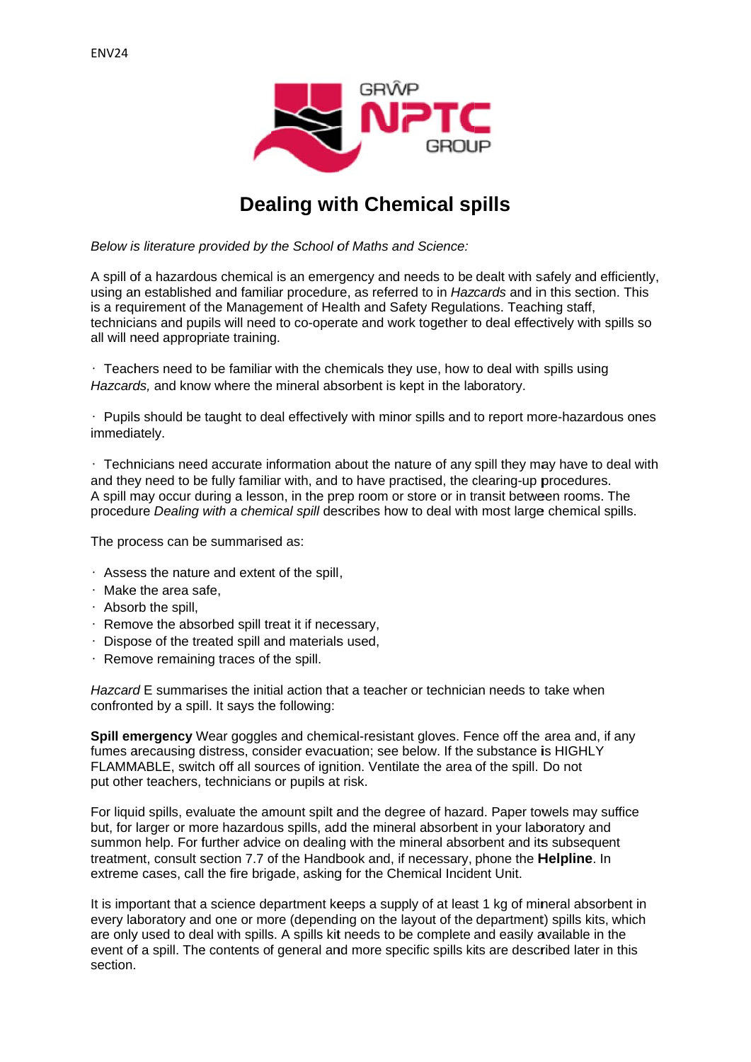ENV24

# Dealing with Chemical spills

*Below is literature provided by the School of Maths and Science:*

A spill of a hazardous chemical is an emergency and needs to be dealt with safely and efficiently, using an established and familiar procedure, as referred to in *Hazcards* and in this section. This is a requirement of the Management of Health and Safety Regulations. Teaching staff, technicians and pupils will need to co-operate and work together to deal effectively with spills so all will need appropriate training.

- Teachers need to be familiar with the chemicals they use, how to deal with spills using *Hazcards,* and know where the mineral absorbent is kept in the laboratory.

- Pupils should be taught to deal effectively with minor spills and to report more-hazardous ones immediately.

- Technicians need accurate information about the nature of any spill they may have to deal with and they need to be fully familiar with, and to have practised, the clearing-up procedures.

A spill may occur during a lesson, in the prep room or store or in transit between rooms. The procedure *Dealing with a chemical spill* describes how to deal with most large chemical spills.

The process can be summarised as:

- Assess the nature and extent of the spill,
- Make the area safe,
- Absorb the spill,
- Remove the absorbed spill treat it if necessary,
- Dispose of the treated spill and materials used,
- Remove remaining traces of the spill.

*Hazcard* E summarises the initial action that a teacher or technician needs to take when confronted by a spill. It says the following:

**Spill emergency** Wear goggles and chemical-resistant gloves. Fence off the area and, if any fumes arecausing distress, consider evacuation; see below. If the substance is HIGHLY FLAMMABLE, switch off all sources of ignition. Ventilate the area of the spill. Do not put other teachers, technicians or pupils at risk.

For liquid spills, evaluate the amount spilt and the degree of hazard. Paper towels may suffice but, for larger or more hazardous spills, add the mineral absorbent in your laboratory and summon help. For further advice on dealing with the mineral absorbent and its subsequent treatment, consult section 7.7 of the Handbook and, if necessary, phone the **Helpline**. In extreme cases, call the fire brigade, asking for the Chemical Incident Unit.

It is important that a science department keeps a supply of at least 1 kg of mineral absorbent in every laboratory and one or more (depending on the layout of the department) spills kits, which are only used to deal with spills. A spills kit needs to be complete and easily available in the event of a spill. The contents of general and more specific spills kits are described later in this section.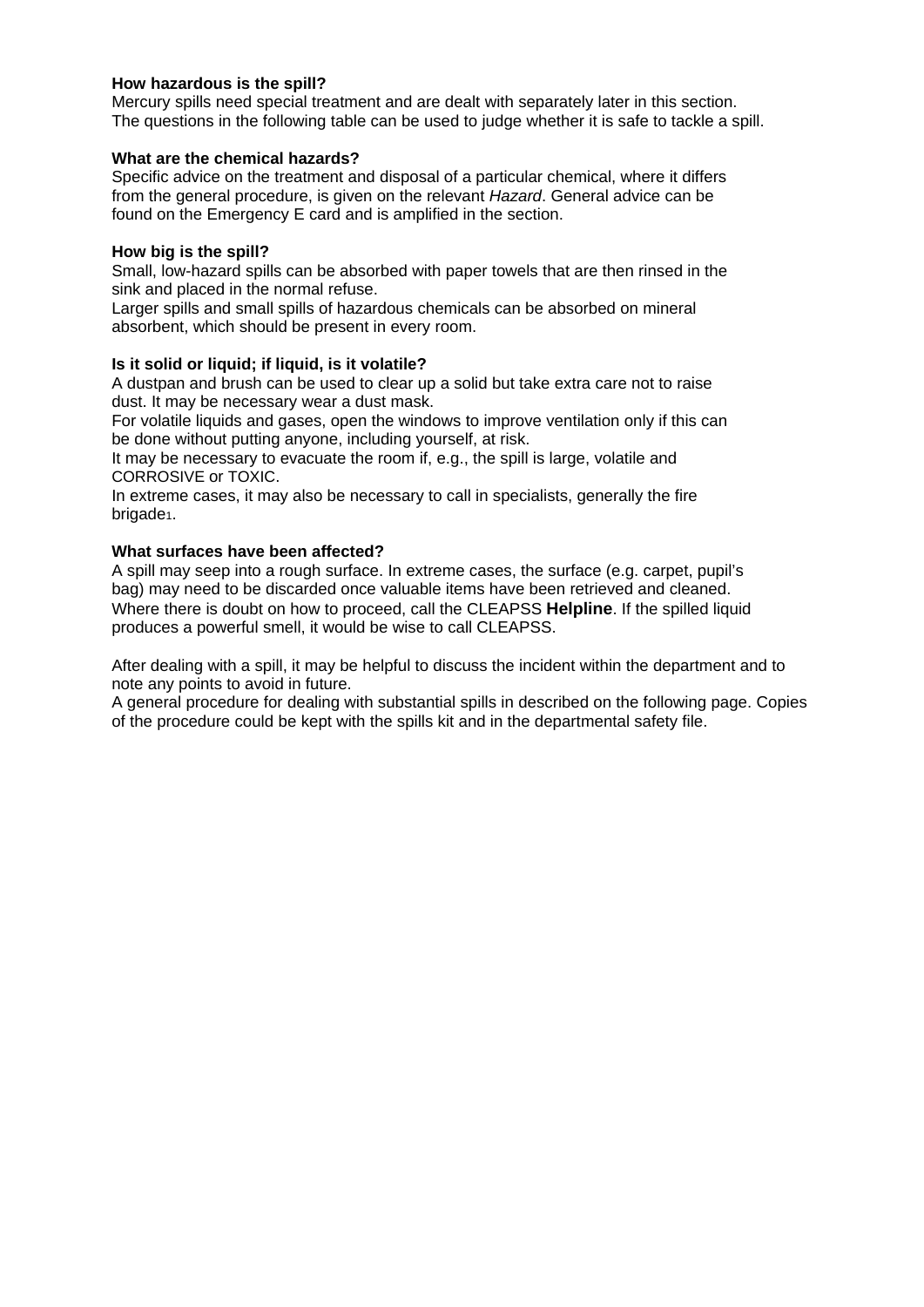**How hazardous is the spill?**
Mercury spills need special treatment and are dealt with separately later in this section.
The questions in the following table can be used to judge whether it is safe to tackle a spill.

**What are the chemical hazards?**
Specific advice on the treatment and disposal of a particular chemical, where it differs from the general procedure, is given on the relevant *Hazard*. General advice can be found on the Emergency E card and is amplified in the section.

**How big is the spill?**
Small, low-hazard spills can be absorbed with paper towels that are then rinsed in the sink and placed in the normal refuse.
Larger spills and small spills of hazardous chemicals can be absorbed on mineral absorbent, which should be present in every room.

**Is it solid or liquid; if liquid, is it volatile?**
A dustpan and brush can be used to clear up a solid but take extra care not to raise dust. It may be necessary wear a dust mask.
For volatile liquids and gases, open the windows to improve ventilation only if this can be done without putting anyone, including yourself, at risk.
It may be necessary to evacuate the room if, e.g., the spill is large, volatile and CORROSIVE or TOXIC.
In extreme cases, it may also be necessary to call in specialists, generally the fire brigade[1].

**What surfaces have been affected?**
A spill may seep into a rough surface. In extreme cases, the surface (e.g. carpet, pupil's bag) may need to be discarded once valuable items have been retrieved and cleaned.
Where there is doubt on how to proceed, call the CLEAPSS **Helpline**. If the spilled liquid produces a powerful smell, it would be wise to call CLEAPSS.

After dealing with a spill, it may be helpful to discuss the incident within the department and to note any points to avoid in future.
A general procedure for dealing with substantial spills in described on the following page. Copies of the procedure could be kept with the spills kit and in the departmental safety file.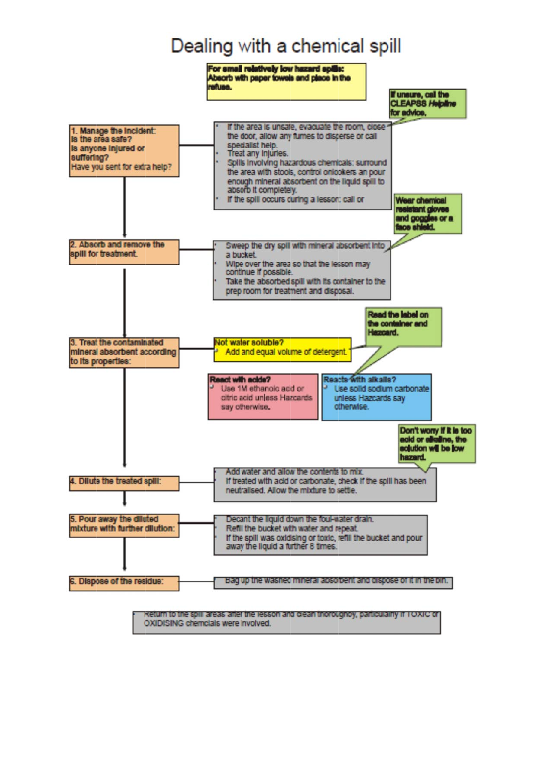# Dealing with a chemical spill

**For small relatively low hazard spills:**
**Absorb with paper towels and place in the refuse.**

**If unsure, call the CLEAPSS Helpline for advice.**

**1. Manage the incident:**
**Is the area safe?**
**Is anyone injured or suffering?**
Have you sent for extra help?

- If the area is unsafe, evacuate the room, close the door, allow any fumes to disperse or call specialist help.
- Treat any injuries.
- Spills involving hazardous chemicals: surround the area with stools, control onlookers an pour enough mineral absorbent on the liquid spill to absorb it completely.
- If the spill occurs during a lesson: call or

**Wear chemical resistant gloves and goggles or a face shield.**

**2. Absorb and remove the spill for treatment.**

- Sweep the dry spill with mineral absorbent into a bucket.
- Wipe over the area so that the lesson may continue if possible.
- Take the absorbed spill with its container to the prep room for treatment and disposal.

**Read the label on the container and Hazcard.**

**3. Treat the contaminated mineral absorbent according to its properties:**

**Not water soluble?**
- Add and equal volume of detergent.

**React with acids?**
- Use 1M ethanoic acid or citric acid unless Hazcards say otherwise.

**Reacts with alkalis?**
- Use solid sodium carbonate unless Hazcards say otherwise.

**Don't worry if it is too acid or alkaline, the solution will be low hazard.**

**4. Dilute the treated spill:**

- Add water and allow the contents to mix.
- If treated with acid or carbonate, check if the spill has been neutralised. Allow the mixture to settle.

**5. Pour away the diluted mixture with further dilution:**

- Decant the liquid down the foul-water drain.
- Refill the bucket with water and repeat.
- If the spill was oxidising or toxic, refill the bucket and pour away the liquid a further 8 times.

**6. Dispose of the residue:**

- Bag up the washed mineral absorbent and dispose of it in the bin.

Return to the spill areas after the lesson and clean thoroughly, particularly if TOXIC or OXIDISING chemcials were involved.